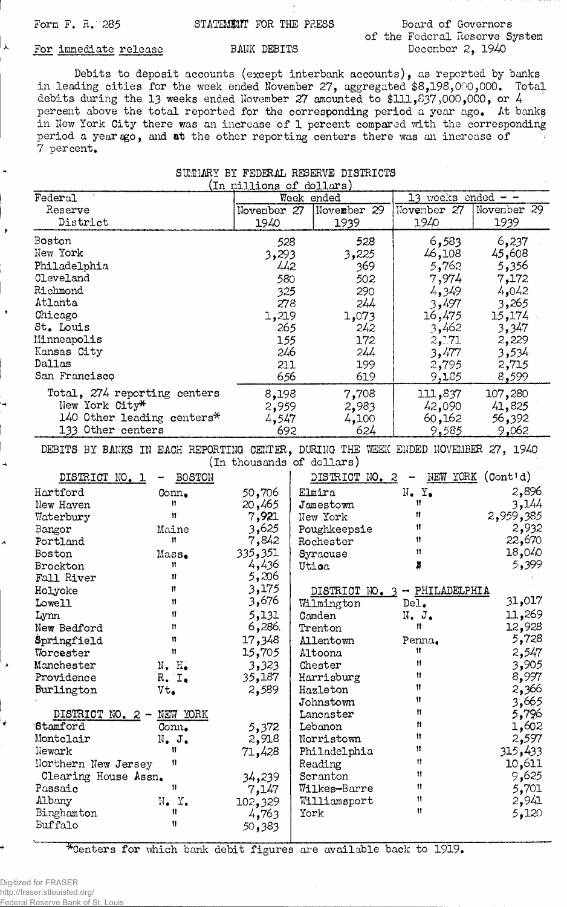Form F. R. 285

STATEMENT FOR THE PRESS

Board of Governors of the Federal Reserve System

For immediate release

BANK DEBITS

December 2, 1940

Debits to deposit accounts (except interbank accounts), as reported by banks in leading cities for the week ended November 27, aggregated $8,198,000,000. Total debits during the 13 weeks ended November 27 amounted to $111,837,000,000, or 4 percent above the total reported for the corresponding period a year ago. At banks in New York City there was an increase of 1 percent compared with the corresponding period a year ago, and at the other reporting centers there was an increase of 7 percent.

## SUMMARY BY FEDERAL RESERVE DISTRICTS

(In millions of dollars)

| Federal Reserve District | Week ended November 27 1940 | Week ended November 29 1939 | 13 weeks ended November 27 1940 | 13 weeks ended November 29 1939 |
|---|---|---|---|---|
| Boston | 528 | 528 | 6,583 | 6,237 |
| New York | 3,293 | 3,225 | 46,108 | 45,608 |
| Philadelphia | 442 | 369 | 5,762 | 5,356 |
| Cleveland | 580 | 502 | 7,974 | 7,172 |
| Richmond | 325 | 290 | 4,349 | 4,042 |
| Atlanta | 278 | 244 | 3,497 | 3,265 |
| Chicago | 1,219 | 1,073 | 16,475 | 15,174 |
| St. Louis | 265 | 242 | 3,462 | 3,347 |
| Minneapolis | 155 | 172 | 2,171 | 2,229 |
| Kansas City | 246 | 244 | 3,477 | 3,534 |
| Dallas | 211 | 199 | 2,795 | 2,715 |
| San Francisco | 656 | 619 | 9,185 | 8,599 |
| Total, 274 reporting centers | 8,198 | 7,708 | 111,837 | 107,280 |
| New York City* | 2,959 | 2,983 | 42,090 | 41,825 |
| 140 Other leading centers* | 4,547 | 4,100 | 60,162 | 56,392 |
| 133 Other centers | 692 | 624 | 9,585 | 9,062 |

## DEBITS BY BANKS IN EACH REPORTING CENTER, DURING THE WEEK ENDED NOVEMBER 27, 1940

(In thousands of dollars)

### DISTRICT NO. 1 - BOSTON

| City | State | Debits |
|---|---|---|
| Hartford | Conn. | 50,706 |
| New Haven | " | 20,465 |
| Waterbury | " | 7,921 |
| Bangor | Maine | 3,625 |
| Portland | " | 7,842 |
| Boston | Mass. | 335,351 |
| Brockton | " | 4,436 |
| Fall River | " | 5,206 |
| Holyoke | " | 3,175 |
| Lowell | " | 3,676 |
| Lynn | " | 5,131 |
| New Bedford | " | 6,286 |
| Springfield | " | 17,348 |
| Worcester | " | 15,705 |
| Manchester | N. H. | 3,323 |
| Providence | R. I. | 35,187 |
| Burlington | Vt. | 2,589 |

### DISTRICT NO. 2 - NEW YORK

| City | State | Debits |
|---|---|---|
| Stamford | Conn. | 5,372 |
| Montclair | N. J. | 2,918 |
| Newark | " | 71,428 |
| Northern New Jersey Clearing House Assn. | " | 34,239 |
| Passaic | " | 7,147 |
| Albany | N. Y. | 102,329 |
| Binghamton | " | 4,763 |
| Buffalo | " | 50,383 |
| Elmira | N. Y. | 2,896 |
| Jamestown | " | 3,144 |
| New York | " | 2,959,385 |
| Poughkeepsie | " | 2,932 |
| Rochester | " | 22,670 |
| Syracuse | " | 18,040 |
| Utica | " | 5,399 |

### DISTRICT NO. 3 - PHILADELPHIA

| City | State | Debits |
|---|---|---|
| Wilmington | Del. | 31,017 |
| Camden | N. J. | 11,269 |
| Trenton | " | 12,928 |
| Allentown | Penna. | 5,728 |
| Altoona | " | 2,547 |
| Chester | " | 3,905 |
| Harrisburg | " | 8,997 |
| Hazleton | " | 2,366 |
| Johnstown | " | 3,665 |
| Lancaster | " | 5,796 |
| Lebanon | " | 1,602 |
| Norristown | " | 2,597 |
| Philadelphia | " | 315,433 |
| Reading | " | 10,611 |
| Scranton | " | 9,625 |
| Wilkes-Barre | " | 5,701 |
| Williamsport | " | 2,941 |
| York | " | 5,120 |

*Centers for which bank debit figures are available back to 1919.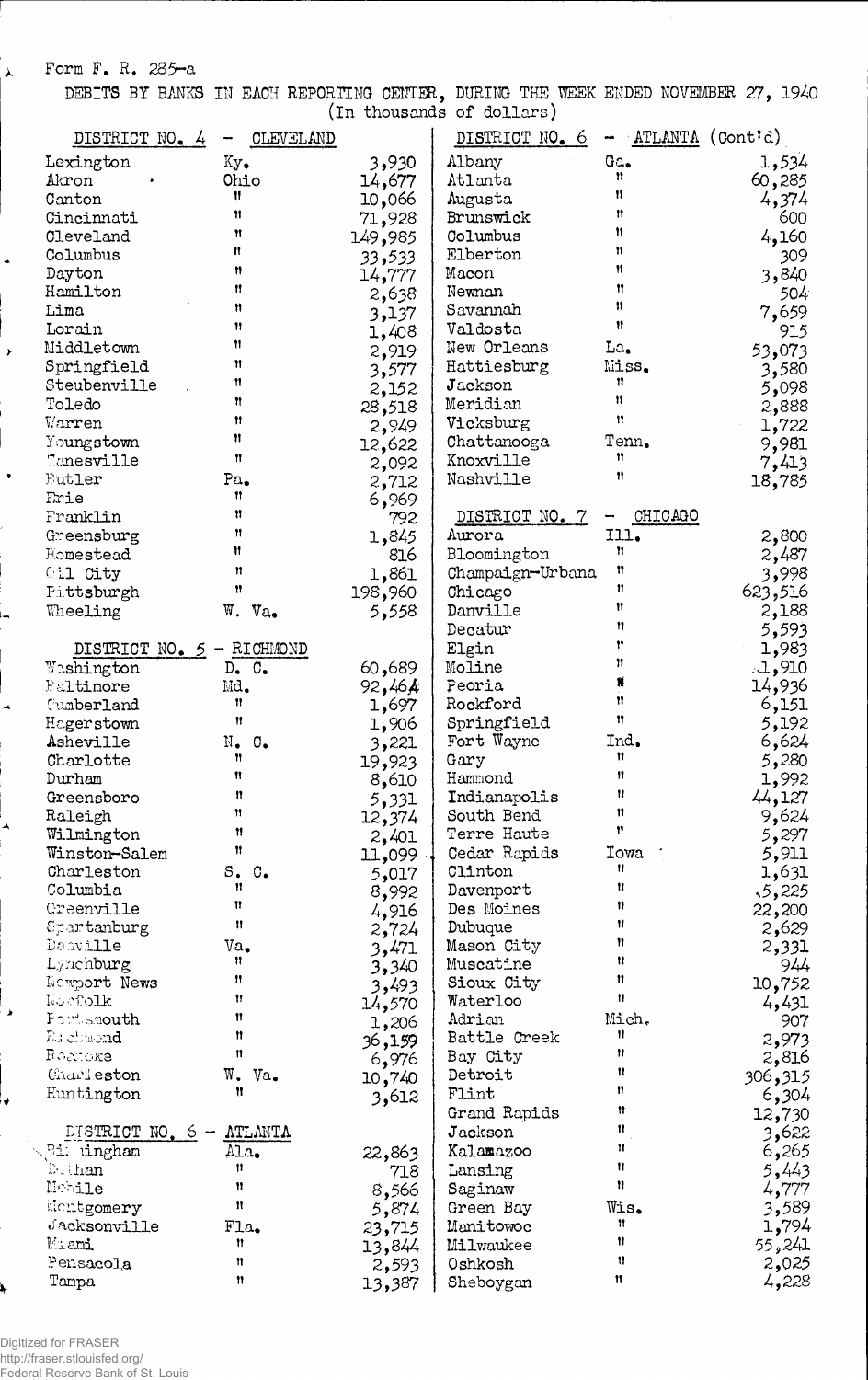Form F. R. 285-a

DEBITS BY BANKS IN EACH REPORTING CENTER, DURING THE WEEK ENDED NOVEMBER 27, 1940
(In thousands of dollars)

| DISTRICT NO. 4 - CLEVELAND | | |
|---|---|---|
| Lexington | Ky. | 3,930 |
| Akron | Ohio | 14,677 |
| Canton | " | 10,066 |
| Cincinnati | " | 71,928 |
| Cleveland | " | 149,985 |
| Columbus | " | 33,533 |
| Dayton | " | 14,777 |
| Hamilton | " | 2,638 |
| Lima | " | 3,137 |
| Lorain | " | 1,408 |
| Middletown | " | 2,919 |
| Springfield | " | 3,577 |
| Steubenville | " | 2,152 |
| Toledo | " | 28,518 |
| Warren | " | 2,949 |
| Youngstown | " | 12,622 |
| Zanesville | " | 2,092 |
| Butler | Pa. | 2,712 |
| Erie | " | 6,969 |
| Franklin | " | 792 |
| Greensburg | " | 1,845 |
| Homestead | " | 816 |
| Oil City | " | 1,861 |
| Pittsburgh | " | 198,960 |
| Wheeling | W. Va. | 5,558 |

| DISTRICT NO. 5 - RICHMOND | | |
|---|---|---|
| Washington | D. C. | 60,689 |
| Baltimore | Md. | 92,464 |
| Cumberland | " | 1,697 |
| Hagerstown | " | 1,906 |
| Asheville | N. C. | 3,221 |
| Charlotte | " | 19,923 |
| Durham | " | 8,610 |
| Greensboro | " | 5,331 |
| Raleigh | " | 12,374 |
| Wilmington | " | 2,401 |
| Winston-Salem | " | 11,099 |
| Charleston | S. C. | 5,017 |
| Columbia | " | 8,992 |
| Greenville | " | 4,916 |
| Spartanburg | " | 2,724 |
| Danville | Va. | 3,471 |
| Lynchburg | " | 3,340 |
| Newport News | " | 3,493 |
| Norfolk | " | 14,570 |
| Portsmouth | " | 1,206 |
| Richmond | " | 36,159 |
| Roanoke | " | 6,976 |
| Charleston | W. Va. | 10,740 |
| Huntington | " | 3,612 |

| DISTRICT NO. 6 - ATLANTA | | |
|---|---|---|
| Birmingham | Ala. | 22,863 |
| Dothan | " | 718 |
| Mobile | " | 8,566 |
| Montgomery | " | 5,874 |
| Jacksonville | Fla. | 23,715 |
| Miami | " | 13,844 |
| Pensacola | " | 2,593 |
| Tampa | " | 13,387 |

| DISTRICT NO. 6 - ATLANTA (Cont'd) | | |
|---|---|---|
| Albany | Ga. | 1,534 |
| Atlanta | " | 60,285 |
| Augusta | " | 4,374 |
| Brunswick | " | 600 |
| Columbus | " | 4,160 |
| Elberton | " | 309 |
| Macon | " | 3,840 |
| Newnan | " | 504 |
| Savannah | " | 7,659 |
| Valdosta | " | 915 |
| New Orleans | La. | 53,073 |
| Hattiesburg | Miss. | 3,580 |
| Jackson | " | 5,098 |
| Meridian | " | 2,888 |
| Vicksburg | " | 1,722 |
| Chattanooga | Tenn. | 9,981 |
| Knoxville | " | 7,413 |
| Nashville | " | 18,785 |

| DISTRICT NO. 7 - CHICAGO | | |
|---|---|---|
| Aurora | Ill. | 2,800 |
| Bloomington | " | 2,487 |
| Champaign-Urbana | " | 3,998 |
| Chicago | " | 623,516 |
| Danville | " | 2,188 |
| Decatur | " | 5,593 |
| Elgin | " | 1,983 |
| Moline | " | 1,910 |
| Peoria | " | 14,936 |
| Rockford | " | 6,151 |
| Springfield | " | 5,192 |
| Fort Wayne | Ind. | 6,624 |
| Gary | " | 5,280 |
| Hammond | " | 1,992 |
| Indianapolis | " | 44,127 |
| South Bend | " | 9,624 |
| Terre Haute | " | 5,297 |
| Cedar Rapids | Iowa | 5,911 |
| Clinton | " | 1,631 |
| Davenport | " | 5,225 |
| Des Moines | " | 22,200 |
| Dubuque | " | 2,629 |
| Mason City | " | 2,331 |
| Muscatine | " | 944 |
| Sioux City | " | 10,752 |
| Waterloo | " | 4,431 |
| Adrian | Mich. | 907 |
| Battle Creek | " | 2,973 |
| Bay City | " | 2,816 |
| Detroit | " | 306,315 |
| Flint | " | 6,304 |
| Grand Rapids | " | 12,730 |
| Jackson | " | 3,622 |
| Kalamazoo | " | 6,265 |
| Lansing | " | 5,443 |
| Saginaw | " | 4,777 |
| Green Bay | Wis. | 3,589 |
| Manitowoc | " | 1,794 |
| Milwaukee | " | 55,241 |
| Oshkosh | " | 2,025 |
| Sheboygan | " | 4,228 |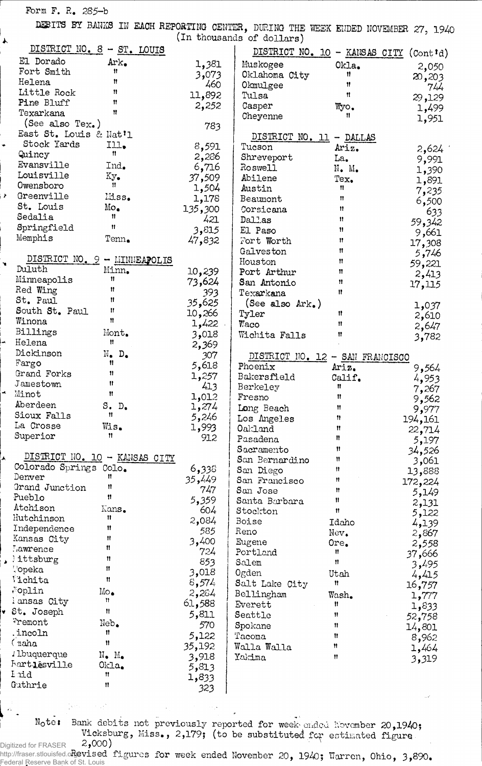Form F. R. 285-b

DEBITS BY BANKS IN EACH REPORTING CENTER, DURING THE WEEK ENDED NOVEMBER 27, 1940
(In thousands of dollars)

## DISTRICT NO. 8 - ST. LOUIS

| | | |
|---|---|---|
| El Dorado | Ark. | 1,381 |
| Fort Smith | " | 3,073 |
| Helena | " | 460 |
| Little Rock | " | 11,892 |
| Pine Bluff | " | 2,252 |
| Texarkana (See also Tex.) | " | 783 |
| East St. Louis & Nat'l Stock Yards | Ill. | 8,591 |
| Quincy | " | 2,286 |
| Evansville | Ind. | 6,716 |
| Louisville | Ky. | 37,509 |
| Owensboro | " | 1,504 |
| Greenville | Miss. | 1,178 |
| St. Louis | Mo. | 135,300 |
| Sedalia | " | 421 |
| Springfield | " | 3,815 |
| Memphis | Tenn. | 47,832 |

## DISTRICT NO. 9 - MINNEAPOLIS

| | | |
|---|---|---|
| Duluth | Minn. | 10,239 |
| Minneapolis | " | 73,624 |
| Red Wing | " | 393 |
| St. Paul | " | 35,625 |
| South St. Paul | " | 10,266 |
| Winona | " | 1,422 |
| Billings | Mont. | 3,018 |
| Helena | " | 2,369 |
| Dickinson | N. D. | 307 |
| Fargo | " | 5,618 |
| Grand Forks | " | 1,257 |
| Jamestown | " | 413 |
| Minot | " | 1,012 |
| Aberdeen | S. D. | 1,274 |
| Sioux Falls | " | 5,246 |
| La Crosse | Wis. | 1,993 |
| Superior | " | 912 |

## DISTRICT NO. 10 - KANSAS CITY

| | | |
|---|---|---|
| Colorado Springs | Colo. | 6,338 |
| Denver | " | 35,449 |
| Grand Junction | " | 747 |
| Pueblo | " | 5,359 |
| Atchison | Kans. | 604 |
| Hutchinson | " | 2,084 |
| Independence | " | 585 |
| Kansas City | " | 3,400 |
| Lawrence | " | 724 |
| Pittsburg | " | 853 |
| Topeka | " | 3,018 |
| Wichita | " | 8,574 |
| Joplin | Mo. | 2,284 |
| Kansas City | " | 61,588 |
| St. Joseph | " | 5,811 |
| Fremont | Neb. | 570 |
| Lincoln | " | 5,122 |
| Omaha | " | 35,192 |
| Albuquerque | N. M. | 3,918 |
| Bartlesville | Okla. | 5,813 |
| Enid | " | 1,833 |
| Guthrie | " | 323 |

## DISTRICT NO. 10 - KANSAS CITY (Cont'd)

| | | |
|---|---|---|
| Muskogee | Okla. | 2,050 |
| Oklahoma City | " | 20,203 |
| Okmulgee | " | 744 |
| Tulsa | " | 29,129 |
| Casper | Wyo. | 1,499 |
| Cheyenne | " | 1,951 |

## DISTRICT NO. 11 - DALLAS

| | | |
|---|---|---|
| Tucson | Ariz. | 2,624 |
| Shreveport | La. | 9,991 |
| Roswell | N. M. | 1,390 |
| Abilene | Tex. | 1,891 |
| Austin | " | 7,235 |
| Beaumont | " | 6,500 |
| Corsicana | " | 633 |
| Dallas | " | 59,342 |
| El Paso | " | 9,661 |
| Fort Worth | " | 17,308 |
| Galveston | " | 5,746 |
| Houston | " | 59,221 |
| Port Arthur | " | 2,413 |
| San Antonio | " | 17,115 |
| Texarkana (See also Ark.) | " | 1,037 |
| Tyler | " | 2,610 |
| Waco | " | 2,647 |
| Wichita Falls | " | 3,782 |

## DISTRICT NO. 12 - SAN FRANCISCO

| | | |
|---|---|---|
| Phoenix | Ariz. | 9,564 |
| Bakersfield | Calif. | 4,953 |
| Berkeley | " | 7,267 |
| Fresno | " | 9,562 |
| Long Beach | " | 9,977 |
| Los Angeles | " | 194,161 |
| Oakland | " | 22,714 |
| Pasadena | " | 5,197 |
| Sacramento | " | 34,526 |
| San Bernardino | " | 3,061 |
| San Diego | " | 13,888 |
| San Francisco | " | 172,224 |
| San Jose | " | 5,149 |
| Santa Barbara | " | 2,131 |
| Stockton | " | 5,122 |
| Boise | Idaho | 4,139 |
| Reno | Nev. | 2,867 |
| Eugene | Ore. | 2,558 |
| Portland | " | 37,666 |
| Salem | " | 3,495 |
| Ogden | Utah | 4,415 |
| Salt Lake City | " | 16,757 |
| Bellingham | Wash. | 1,777 |
| Everett | " | 1,833 |
| Seattle | " | 52,758 |
| Spokane | " | 14,801 |
| Tacoma | " | 8,962 |
| Walla Walla | " | 1,464 |
| Yakima | " | 3,319 |

Note: Bank debits not previously reported for week ended November 20, 1940; Vicksburg, Miss., 2,179; (to be substituted for estimated figure 2,000)
Revised figures for week ended November 20, 1940; Warren, Ohio, 3,890.